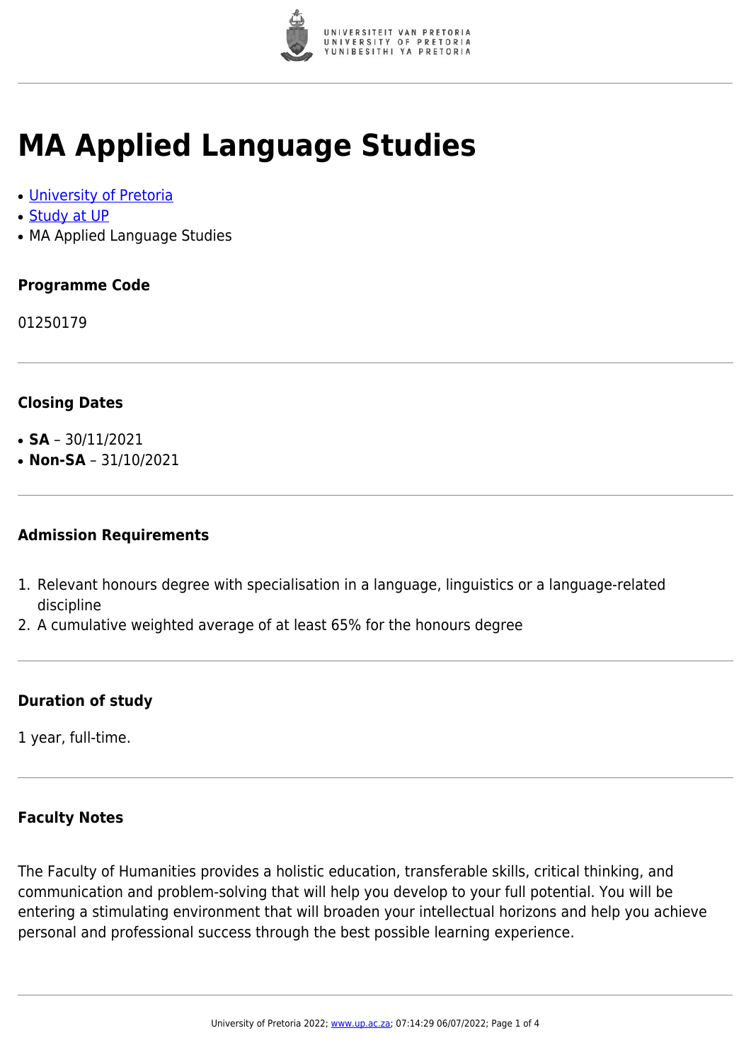# MA Applied Language Studies

- University of Pretoria
- Study at UP
- MA Applied Language Studies

### Programme Code

01250179

### Closing Dates

- **SA** – 30/11/2021
- **Non-SA** – 31/10/2021

### Admission Requirements

1. Relevant honours degree with specialisation in a language, linguistics or a language-related discipline
2. A cumulative weighted average of at least 65% for the honours degree

### Duration of study

1 year, full-time.

### Faculty Notes

The Faculty of Humanities provides a holistic education, transferable skills, critical thinking, and communication and problem-solving that will help you develop to your full potential. You will be entering a stimulating environment that will broaden your intellectual horizons and help you achieve personal and professional success through the best possible learning experience.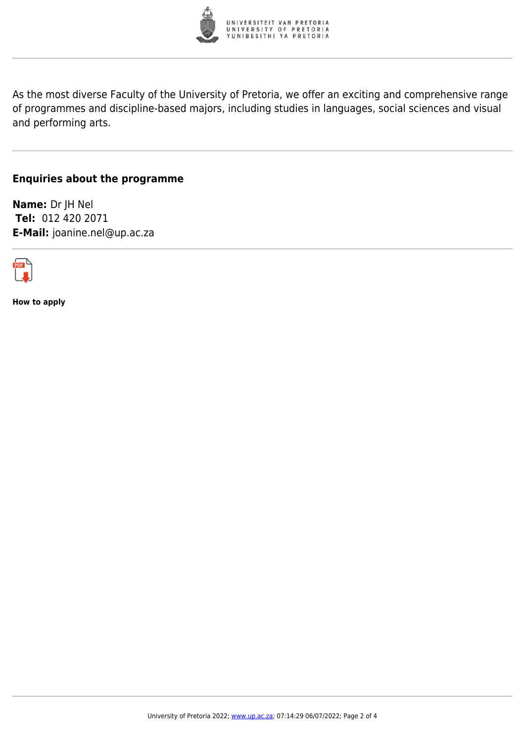As the most diverse Faculty of the University of Pretoria, we offer an exciting and comprehensive range of programmes and discipline-based majors, including studies in languages, social sciences and visual and performing arts.

---

## Enquiries about the programme

**Name:** Dr JH Nel
**Tel:** 012 420 2071
**E-Mail:** joanine.nel@up.ac.za

---

**How to apply**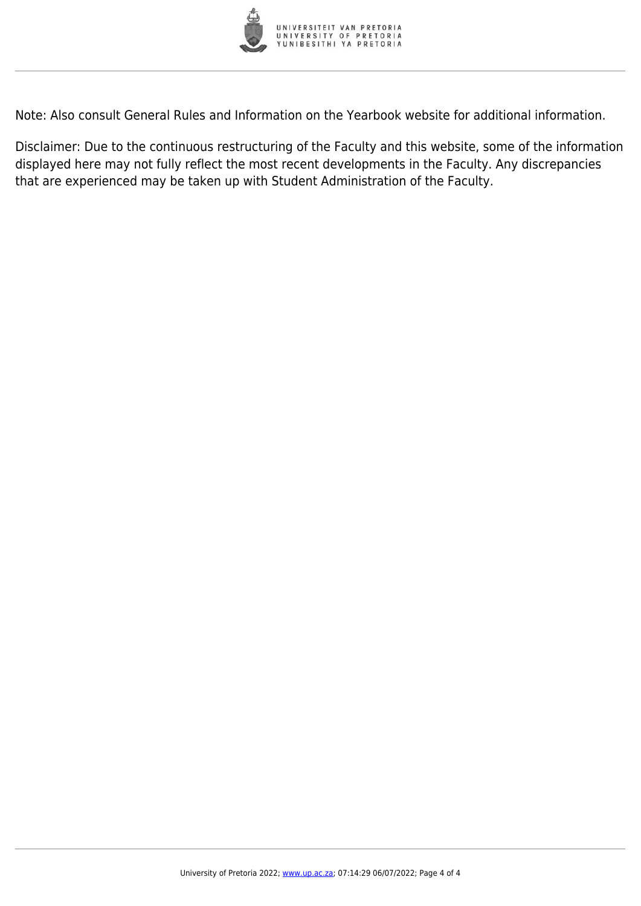Note: Also consult General Rules and Information on the Yearbook website for additional information.

Disclaimer: Due to the continuous restructuring of the Faculty and this website, some of the information displayed here may not fully reflect the most recent developments in the Faculty. Any discrepancies that are experienced may be taken up with Student Administration of the Faculty.